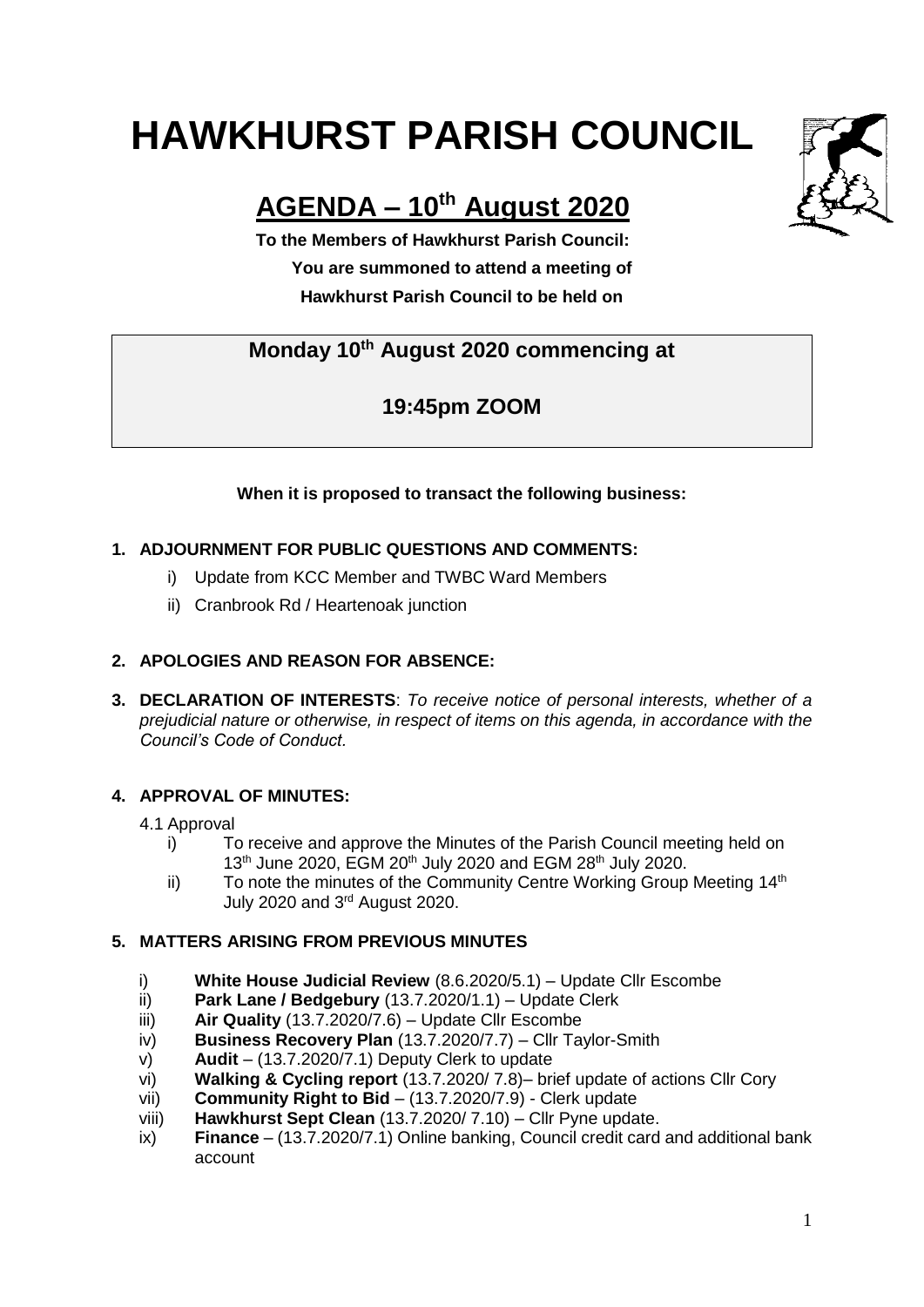# HAWKHURST PARISH COUNCIL

## AGENDA – 10th August 2020

**To the Members of Hawkhurst Parish Council:**
**You are summoned to attend a meeting of**
**Hawkhurst Parish Council to be held on**

**Monday 10th August 2020 commencing at**

**19:45pm ZOOM**

**When it is proposed to transact the following business:**

1. **ADJOURNMENT FOR PUBLIC QUESTIONS AND COMMENTS:**
   - i) Update from KCC Member and TWBC Ward Members
   - ii) Cranbrook Rd / Heartenoak junction

2. **APOLOGIES AND REASON FOR ABSENCE:**

3. **DECLARATION OF INTERESTS**: *To receive notice of personal interests, whether of a prejudicial nature or otherwise, in respect of items on this agenda, in accordance with the Council's Code of Conduct.*

4. **APPROVAL OF MINUTES:**

   4.1 Approval
   - i) To receive and approve the Minutes of the Parish Council meeting held on 13th June 2020, EGM 20th July 2020 and EGM 28th July 2020.
   - ii) To note the minutes of the Community Centre Working Group Meeting 14th July 2020 and 3rd August 2020.

5. **MATTERS ARISING FROM PREVIOUS MINUTES**
   - i) **White House Judicial Review** (8.6.2020/5.1) – Update Cllr Escombe
   - ii) **Park Lane / Bedgebury** (13.7.2020/1.1) – Update Clerk
   - iii) **Air Quality** (13.7.2020/7.6) – Update Cllr Escombe
   - iv) **Business Recovery Plan** (13.7.2020/7.7) – Cllr Taylor-Smith
   - v) **Audit** – (13.7.2020/7.1) Deputy Clerk to update
   - vi) **Walking & Cycling report** (13.7.2020/ 7.8)– brief update of actions Cllr Cory
   - vii) **Community Right to Bid** – (13.7.2020/7.9) - Clerk update
   - viii) **Hawkhurst Sept Clean** (13.7.2020/ 7.10) – Cllr Pyne update.
   - ix) **Finance** – (13.7.2020/7.1) Online banking, Council credit card and additional bank account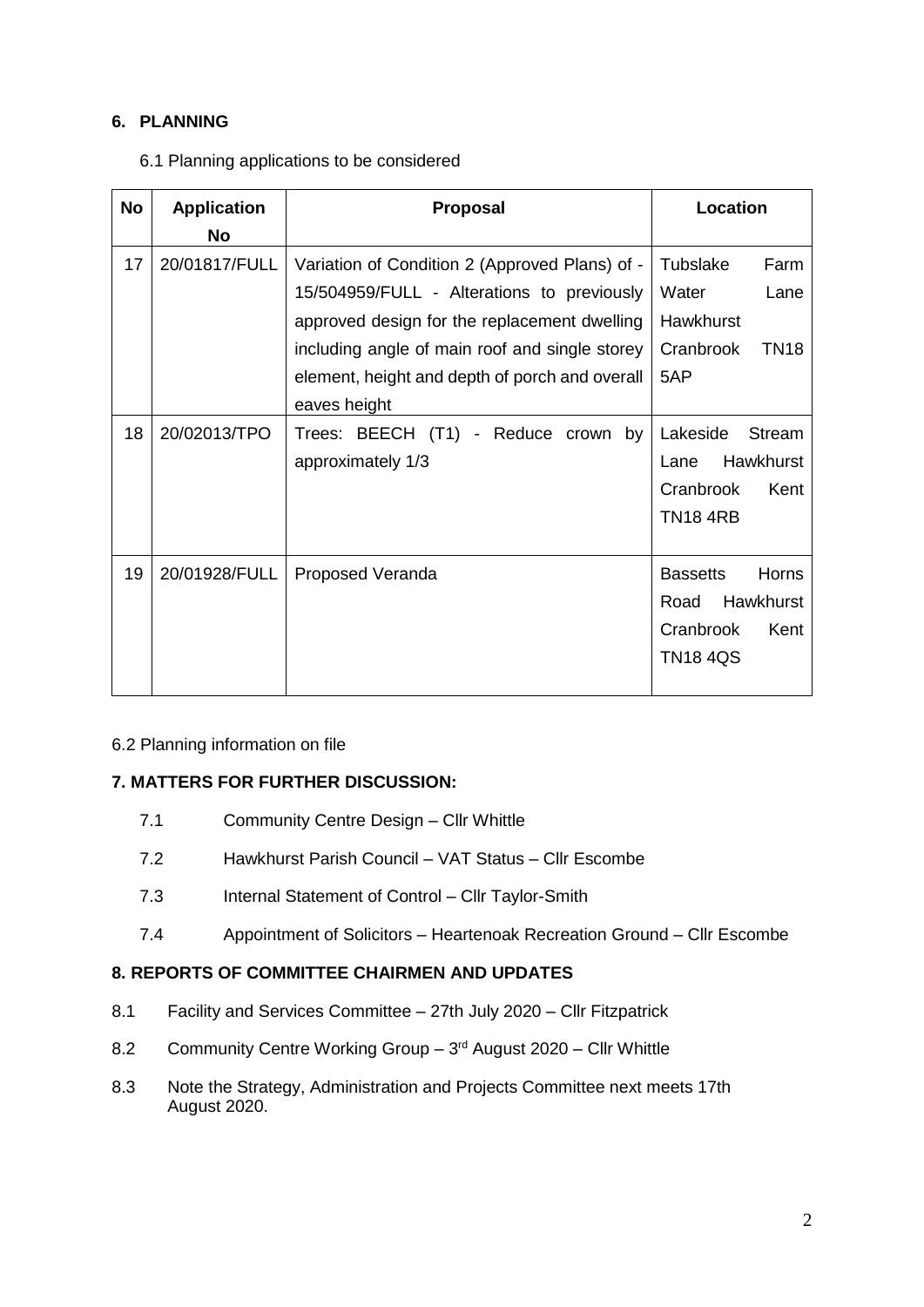## 6. PLANNING

6.1 Planning applications to be considered

| No | Application No | Proposal | Location |
|---|---|---|---|
| 17 | 20/01817/FULL | Variation of Condition 2 (Approved Plans) of - 15/504959/FULL - Alterations to previously approved design for the replacement dwelling including angle of main roof and single storey element, height and depth of porch and overall eaves height | Tubslake Farm Water Lane Hawkhurst Cranbrook TN18 5AP |
| 18 | 20/02013/TPO | Trees: BEECH (T1) - Reduce crown by approximately 1/3 | Lakeside Stream Lane Hawkhurst Cranbrook Kent TN18 4RB |
| 19 | 20/01928/FULL | Proposed Veranda | Bassetts Horns Road Hawkhurst Cranbrook Kent TN18 4QS |

6.2 Planning information on file

## 7. MATTERS FOR FURTHER DISCUSSION:

7.1 Community Centre Design – Cllr Whittle

7.2 Hawkhurst Parish Council – VAT Status – Cllr Escombe

7.3 Internal Statement of Control – Cllr Taylor-Smith

7.4 Appointment of Solicitors – Heartenoak Recreation Ground – Cllr Escombe

## 8. REPORTS OF COMMITTEE CHAIRMEN AND UPDATES

8.1 Facility and Services Committee – 27th July 2020 – Cllr Fitzpatrick

8.2 Community Centre Working Group – 3rd August 2020 – Cllr Whittle

8.3 Note the Strategy, Administration and Projects Committee next meets 17th August 2020.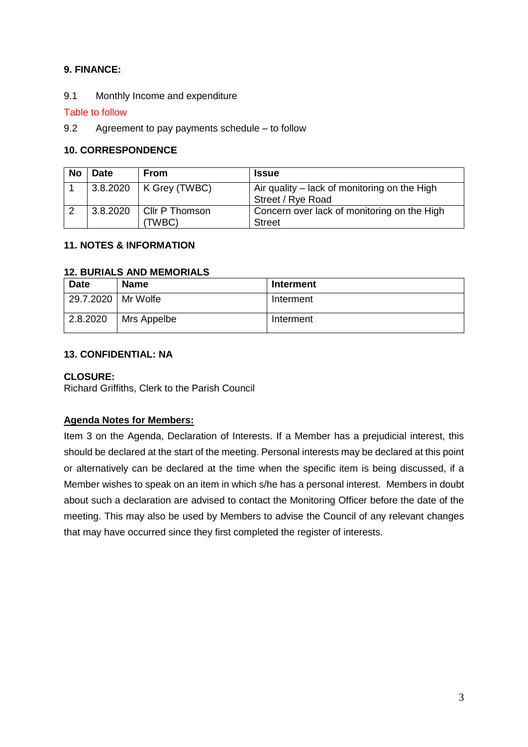**9. FINANCE:**

9.1 Monthly Income and expenditure

Table to follow

9.2 Agreement to pay payments schedule – to follow

**10. CORRESPONDENCE**

| No | Date | From | Issue |
|---|---|---|---|
| 1 | 3.8.2020 | K Grey (TWBC) | Air quality – lack of monitoring on the High Street / Rye Road |
| 2 | 3.8.2020 | Cllr P Thomson (TWBC) | Concern over lack of monitoring on the High Street |

**11. NOTES & INFORMATION**

**12. BURIALS AND MEMORIALS**

| Date | Name | Interment |
|---|---|---|
| 29.7.2020 | Mr Wolfe | Interment |
| 2.8.2020 | Mrs Appelbe | Interment |

**13. CONFIDENTIAL: NA**

**CLOSURE:**
Richard Griffiths, Clerk to the Parish Council

**Agenda Notes for Members:**

Item 3 on the Agenda, Declaration of Interests. If a Member has a prejudicial interest, this should be declared at the start of the meeting. Personal interests may be declared at this point or alternatively can be declared at the time when the specific item is being discussed, if a Member wishes to speak on an item in which s/he has a personal interest. Members in doubt about such a declaration are advised to contact the Monitoring Officer before the date of the meeting. This may also be used by Members to advise the Council of any relevant changes that may have occurred since they first completed the register of interests.